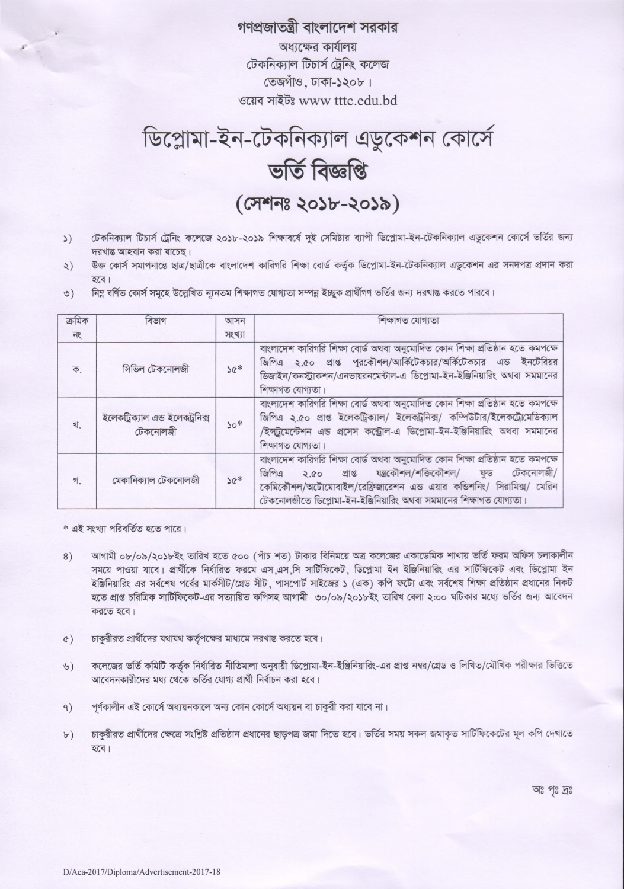গণপ্রজাতন্ত্রী বাংলাদেশ সরকার
অধ্যক্ষের কার্যালয়
টেকনিক্যাল টিচার্স ট্রেনিং কলেজ
তেজগাঁও, ঢাকা-১২০৮।
ওয়েব সাইটঃ www tttc.edu.bd

# ডিপ্লোমা-ইন-টেকনিক্যাল এডুকেশন কোর্সে ভর্তি বিজ্ঞপ্তি

## (সেশনঃ ২০১৮-২০১৯)

১) টেকনিক্যাল টিচার্স ট্রেনিং কলেজে ২০১৮-২০১৯ শিক্ষাবর্ষে দুই সেমিষ্টার ব্যাপী ডিপ্লোমা-ইন-টেকনিক্যাল এডুকেশন কোর্সে ভর্তির জন্য দরখাস্ত আহবান করা যাচ্ছে।

২) উক্ত কোর্স সমাপনান্তে ছাত্র/ছাত্রীকে বাংলাদেশ কারিগরি শিক্ষা বোর্ড কর্তৃক ডিপ্লোমা-ইন-টেকনিক্যাল এডুকেশন এর সনদপত্র প্রদান করা হবে।

৩) নিম্ন বর্ণিত কোর্স সমূহে উল্লেখিত ন্যূনতম শিক্ষাগত যোগ্যতা সম্পন্ন ইচ্ছুক প্রার্থীগণ ভর্তির জন্য দরখাস্ত করতে পারবে।

| ক্রমিক নং | বিভাগ | আসন সংখ্যা | শিক্ষাগত যোগ্যতা |
|---|---|---|---|
| ক. | সিভিল টেকনোলজী | ১৫* | বাংলাদেশ কারিগরি শিক্ষা বোর্ড অথবা অনুমোদিত কোন শিক্ষা প্রতিষ্ঠান হতে কমপক্ষে জিপিএ ২.৫০ প্রাপ্ত পুরকৌশল/আর্কিটেকচার/আর্কিটেকচার এন্ড ইনটেরিয়র ডিজাইন/কনস্ট্রাকশন/এনভায়রনমেন্টাল-এ ডিপ্লোমা-ইন-ইঞ্জিনিয়ারিং অথবা সমমানের শিক্ষাগত যোগ্যতা। |
| খ. | ইলেকট্রিক্যাল এন্ড ইলেকট্রনিক্স টেকনোলজী | ১০* | বাংলাদেশ কারিগরি শিক্ষা বোর্ড অথবা অনুমোদিত কোন শিক্ষা প্রতিষ্ঠান হতে কমপক্ষে জিপিএ ২.৫০ প্রাপ্ত ইলেকট্রিক্যাল/ ইলেকট্রনিক্স/ কম্পিউটার/ইলেকট্রোমেডিক্যাল /ইন্সট্রুমেন্টেশন এন্ড প্রসেস কন্ট্রোল-এ ডিপ্লোমা-ইন-ইঞ্জিনিয়ারিং অথবা সমমানের শিক্ষাগত যোগ্যতা। |
| গ. | মেকানিক্যাল টেকনোলজী | ১৫* | বাংলাদেশ কারিগরি শিক্ষা বোর্ড অথবা অনুমোদিত কোন শিক্ষা প্রতিষ্ঠান হতে কমপক্ষে জিপিএ ২.৫০ প্রাপ্ত যন্ত্রকৌশল/শক্তিকৌশল/ ফুড টেকনোলজী/ কেমিকৌশল/অটোমোবাইল/রেফ্রিজারেশন এন্ড এয়ার কন্ডিশনিং/ সিরামিক্স/ মেরিন টেকনোলজীতে ডিপ্লোমা-ইন-ইঞ্জিনিয়ারিং অথবা সমমানের শিক্ষাগত যোগ্যতা। |

* এই সংখ্যা পরিবর্তিত হতে পারে।

৪) আগামী ০৮/০৯/২০১৮ইং তারিখ হতে ৫০০ (পাঁচ শত) টাকার বিনিময়ে অত্র কলেজের একাডেমিক শাখায় ভর্তি ফরম অফিস চলাকালীন সময়ে পাওয়া যাবে। প্রার্থীকে নির্ধারিত ফরমে এস,এস,সি সার্টিফিকেট, ডিপ্লোমা ইন ইঞ্জিনিয়ারিং এর সার্টিফিকেট এবং ডিপ্লোমা ইন ইঞ্জিনিয়ারিং এর সর্বশেষ পর্বের মার্কসীট/গ্রেড সীট, পাসপোর্ট সাইজের ১ (এক) কপি ফটো এবং সর্বশেষ শিক্ষা প্রতিষ্ঠান প্রধানের নিকট হতে প্রাপ্ত চরিত্রিক সার্টিফিকেট-এর সত্যায়িত কপিসহ আগামী ৩০/০৯/২০১৮ইং তারিখ বেলা ২:০০ ঘটিকার মধ্যে ভর্তির জন্য আবেদন করতে হবে।

৫) চাকুরীরত প্রার্থীদের যথাযথ কর্তৃপক্ষের মাধ্যমে দরখাস্ত করতে হবে।

৬) কলেজের ভর্তি কমিটি কর্তৃক নির্ধারিত নীতিমালা অনুযায়ী ডিপ্লোমা-ইন-ইঞ্জিনিয়ারিং-এর প্রাপ্ত নম্বর/গ্রেড ও লিখিত/মৌখিক পরীক্ষার ভিত্তিতে আবেদনকারীদের মধ্য থেকে ভর্তির যোগ্য প্রার্থী নির্বাচন করা হবে।

৭) পূর্ণকালীন এই কোর্সে অধ্যয়নকালে অন্য কোন কোর্সে অধ্যয়ন বা চাকুরী করা যাবে না।

৮) চাকুরীরত প্রার্থীদের ক্ষেত্রে সংশ্লিষ্ট প্রতিষ্ঠান প্রধানের ছাড়পত্র জমা দিতে হবে। ভর্তির সময় সকল জমাকৃত সার্টিফিকেটের মূল কপি দেখাতে হবে।

অঃ পৃঃ দ্রঃ

D/Aca-2017/Diploma/Advertisement-2017-18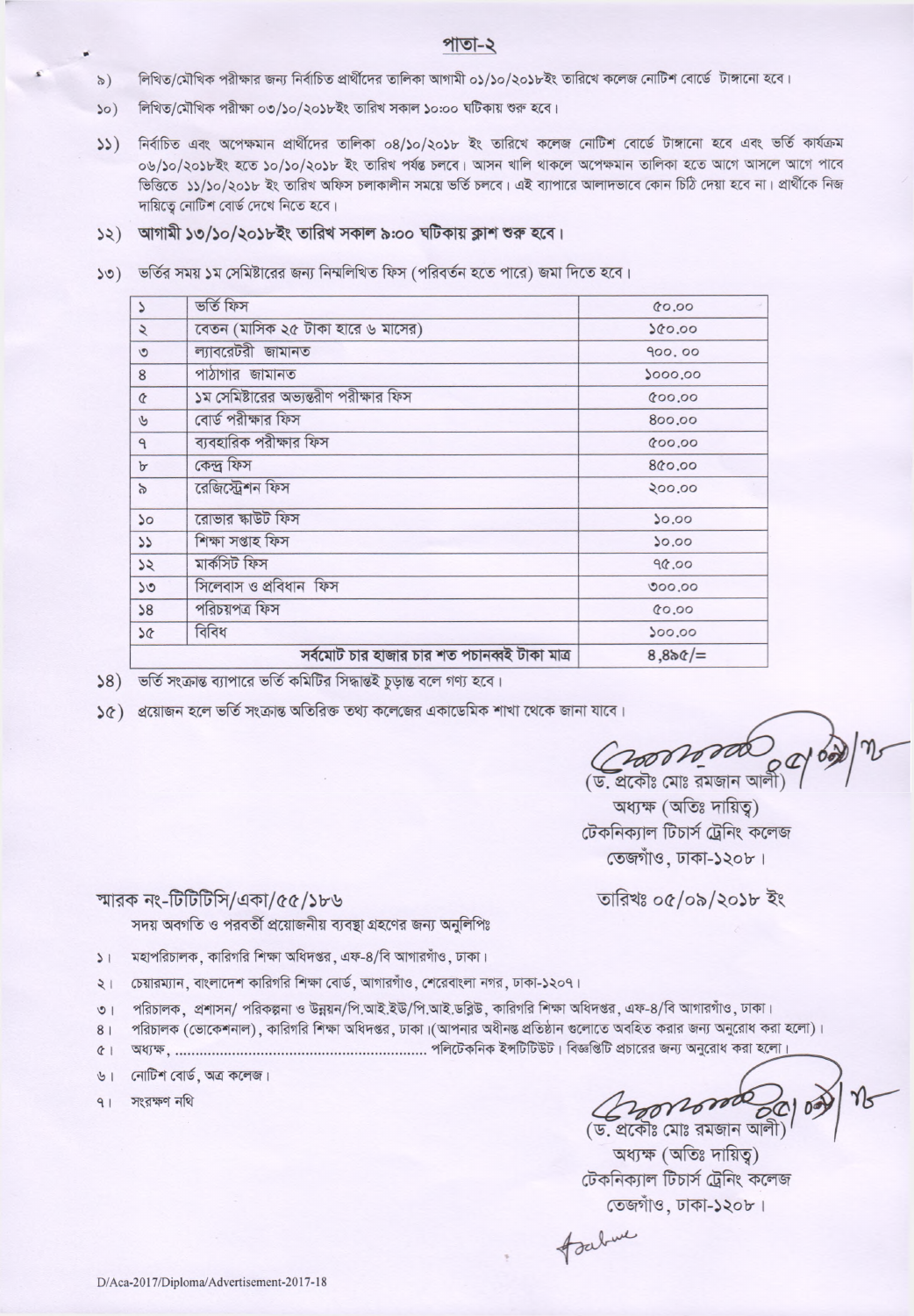## পাতা-২

৯) লিখিত/মৌখিক পরীক্ষার জন্য নির্বাচিত প্রার্থীদের তালিকা আগামী ০১/১০/২০১৮ইং তারিখে কলেজ নোটিশ বোর্ডে টাঙ্গানো হবে।

১০) লিখিত/মৌখিক পরীক্ষা ০৩/১০/২০১৮ইং তারিখ সকাল ১০:০০ ঘটিকায় শুরু হবে।

১১) নির্বাচিত এবং অপেক্ষমান প্রার্থীদের তালিকা ০৪/১০/২০১৮ ইং তারিখে কলেজ নোটিশ বোর্ডে টাঙ্গানো হবে এবং ভর্তি কার্যক্রম ০৬/১০/২০১৮ইং হতে ১০/১০/২০১৮ ইং তারিখ পর্যন্ত চলবে। আসন খালি থাকলে অপেক্ষমান তালিকা হতে আগে আসলে আগে পাবে ভিত্তিতে ১১/১০/২০১৮ ইং তারিখ অফিস চলাকালীন সময়ে ভর্তি চলবে। এই ব্যাপারে আলাদাভাবে কোন চিঠি দেয়া হবে না। প্রার্থীকে নিজ দায়িত্বে নোটিশ বোর্ড দেখে নিতে হবে।

**১২) আগামী ১৩/১০/২০১৮ইং তারিখ সকাল ৯:০০ ঘটিকায় ক্লাশ শুরু হবে।**

১৩) ভর্তির সময় ১ম সেমিষ্টারের জন্য নিম্নলিখিত ফিস (পরিবর্তন হতে পারে) জমা দিতে হবে।

| | | |
|---|---|---|
| ১ | ভর্তি ফিস | ৫০.০০ |
| ২ | বেতন (মাসিক ২৫ টাকা হারে ৬ মাসের) | ১৫০.০০ |
| ৩ | ল্যাবরেটরী জামানত | ৭০০.০০ |
| ৪ | পাঠাগার জামানত | ১০০০.০০ |
| ৫ | ১ম সেমিষ্টারের অভ্যন্তরীণ পরীক্ষার ফিস | ৫০০.০০ |
| ৬ | বোর্ড পরীক্ষার ফিস | ৪০০.০০ |
| ৭ | ব্যবহারিক পরীক্ষার ফিস | ৫০০.০০ |
| ৮ | কেন্দ্র ফিস | ৪৫০.০০ |
| ৯ | রেজিস্ট্রেশন ফিস | ২০০.০০ |
| ১০ | রোভার স্কাউট ফিস | ১০.০০ |
| ১১ | শিক্ষা সপ্তাহ ফিস | ১০.০০ |
| ১২ | মার্কসিট ফিস | ৭৫.০০ |
| ১৩ | সিলেবাস ও প্রবিধান ফিস | ৩০০.০০ |
| ১৪ | পরিচয়পত্র ফিস | ৫০.০০ |
| ১৫ | বিবিধ | ১০০.০০ |
| | সর্বমোট চার হাজার চার শত পচানব্বই টাকা মাত্র | ৪,৪৯৫/= |

১৪) ভর্তি সংক্রান্ত ব্যাপারে ভর্তি কমিটির সিদ্ধান্তই চূড়ান্ত বলে গণ্য হবে।

১৫) প্রয়োজন হলে ভর্তি সংক্রান্ত অতিরিক্ত তথ্য কলেজের একাডেমিক শাখা থেকে জানা যাবে।

(ড. প্রকৌঃ মোঃ রমজান আলী)
অধ্যক্ষ (অতিঃ দায়িত্ব)
টেকনিক্যাল টিচার্স ট্রেনিং কলেজ
তেজগাঁও, ঢাকা-১২০৮।

স্মারক নং-টিটিটিসি/একা/৫৫/১৮৬

তারিখঃ ০৫/০৯/২০১৮ ইং

সদয় অবগতি ও পরবর্তী প্রয়োজনীয় ব্যবস্থা গ্রহণের জন্য অনুলিপিঃ

১। মহাপরিচালক, কারিগরি শিক্ষা অধিদপ্তর, এফ-৪/বি আগারগাঁও, ঢাকা।
২। চেয়ারম্যান, বাংলাদেশ কারিগরি শিক্ষা বোর্ড, আগারগাঁও, শেরেবাংলা নগর, ঢাকা-১২০৭।
৩। পরিচালক, প্রশাসন/ পরিকল্পনা ও উন্নয়ন/পি.আই.ইউ/পি.আই.ডব্লিউ, কারিগরি শিক্ষা অধিদপ্তর, এফ-৪/বি আগারগাঁও, ঢাকা।
৪। পরিচালক (ভোকেশনাল), কারিগরি শিক্ষা অধিদপ্তর, ঢাকা।(আপনার অধীনস্ত প্রতিষ্ঠান গুলোতে অবহিত করার জন্য অনুরোধ করা হলো)।
৫। অধ্যক্ষ, ........................................................... পলিটেকনিক ইন্সটিটিউট। বিজ্ঞপ্তিটি প্রচারের জন্য অনুরোধ করা হলো।
৬। নোটিশ বোর্ড, অত্র কলেজ।
৭। সংরক্ষণ নথি

(ড. প্রকৌঃ মোঃ রমজান আলী)
অধ্যক্ষ (অতিঃ দায়িত্ব)
টেকনিক্যাল টিচার্স ট্রেনিং কলেজ
তেজগাঁও, ঢাকা-১২০৮।

D/Aca-2017/Diploma/Advertisement-2017-18